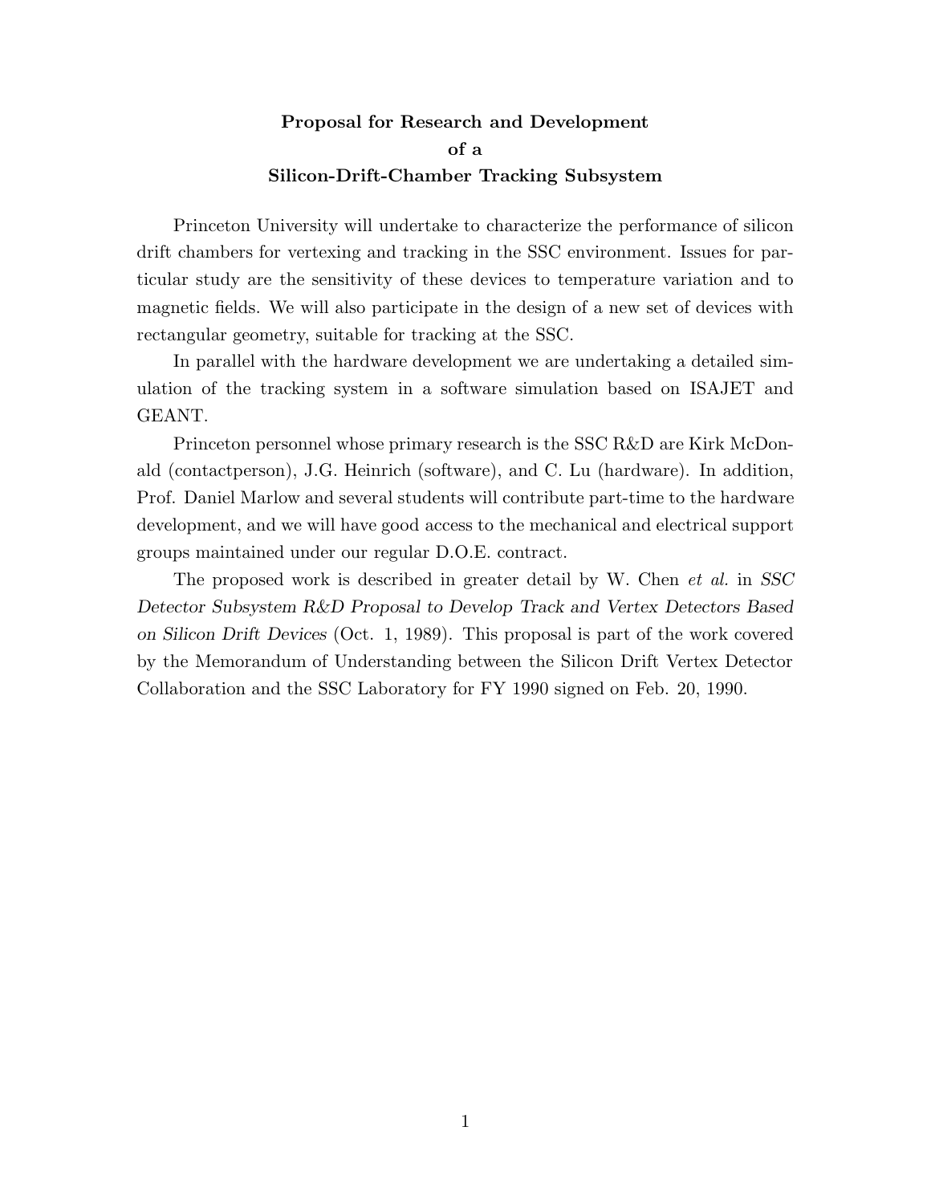**Proposal for Research and Development**
**of a**
**Silicon-Drift-Chamber Tracking Subsystem**

Princeton University will undertake to characterize the performance of silicon drift chambers for vertexing and tracking in the SSC environment. Issues for particular study are the sensitivity of these devices to temperature variation and to magnetic fields. We will also participate in the design of a new set of devices with rectangular geometry, suitable for tracking at the SSC.

In parallel with the hardware development we are undertaking a detailed simulation of the tracking system in a software simulation based on ISAJET and GEANT.

Princeton personnel whose primary research is the SSC R&D are Kirk McDonald (contactperson), J.G. Heinrich (software), and C. Lu (hardware). In addition, Prof. Daniel Marlow and several students will contribute part-time to the hardware development, and we will have good access to the mechanical and electrical support groups maintained under our regular D.O.E. contract.

The proposed work is described in greater detail by W. Chen *et al.* in *SSC Detector Subsystem R&D Proposal to Develop Track and Vertex Detectors Based on Silicon Drift Devices* (Oct. 1, 1989). This proposal is part of the work covered by the Memorandum of Understanding between the Silicon Drift Vertex Detector Collaboration and the SSC Laboratory for FY 1990 signed on Feb. 20, 1990.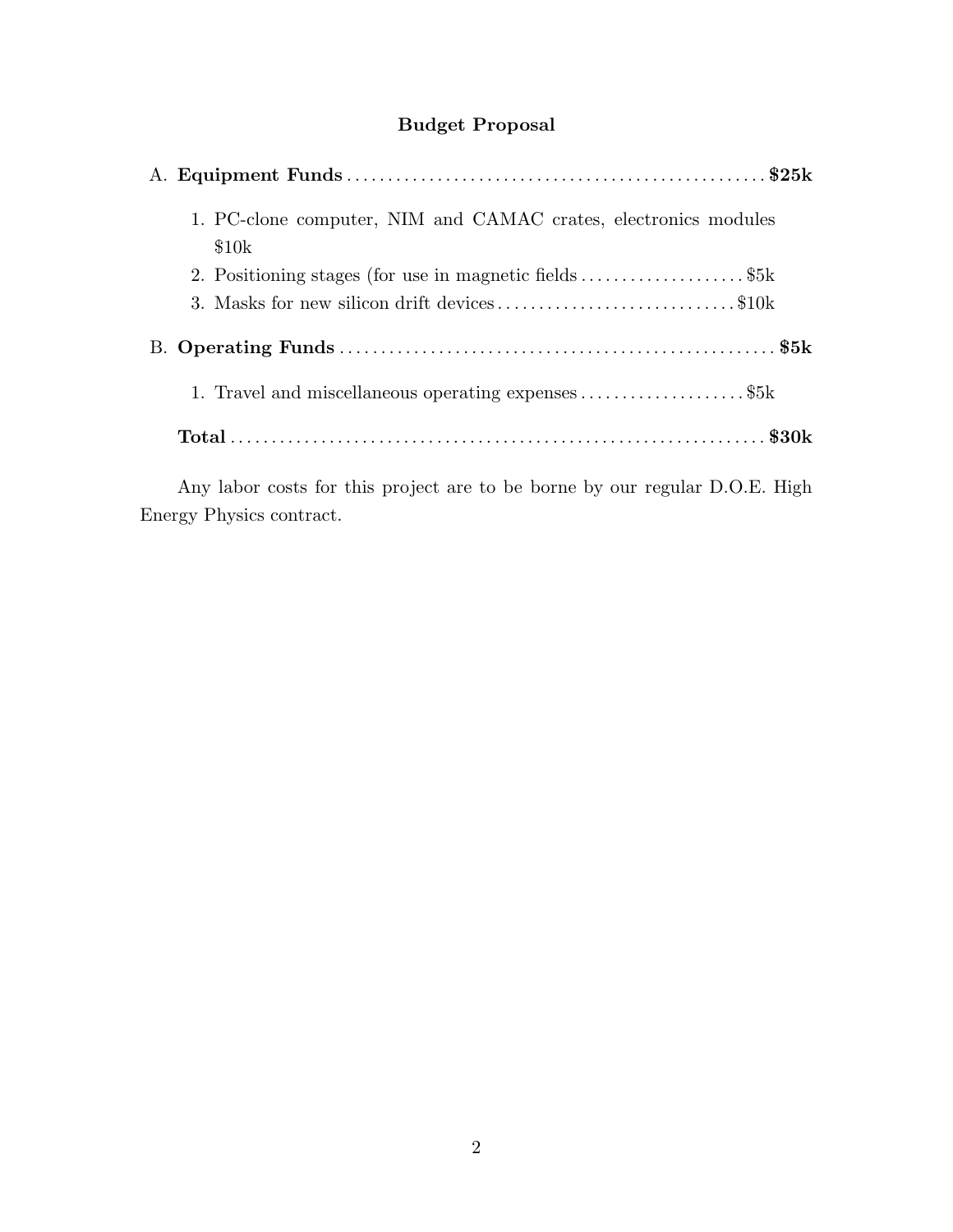## Budget Proposal

A. **Equipment Funds** .................................................. **$25k**

1. PC-clone computer, NIM and CAMAC crates, electronics modules $10k
2. Positioning stages (for use in magnetic fields .................... $5k
3. Masks for new silicon drift devices ............................ $10k

B. **Operating Funds** .................................................. **$5k**

1. Travel and miscellaneous operating expenses .................... $5k

**Total** .................................................................. **$30k**

Any labor costs for this project are to be borne by our regular D.O.E. High Energy Physics contract.